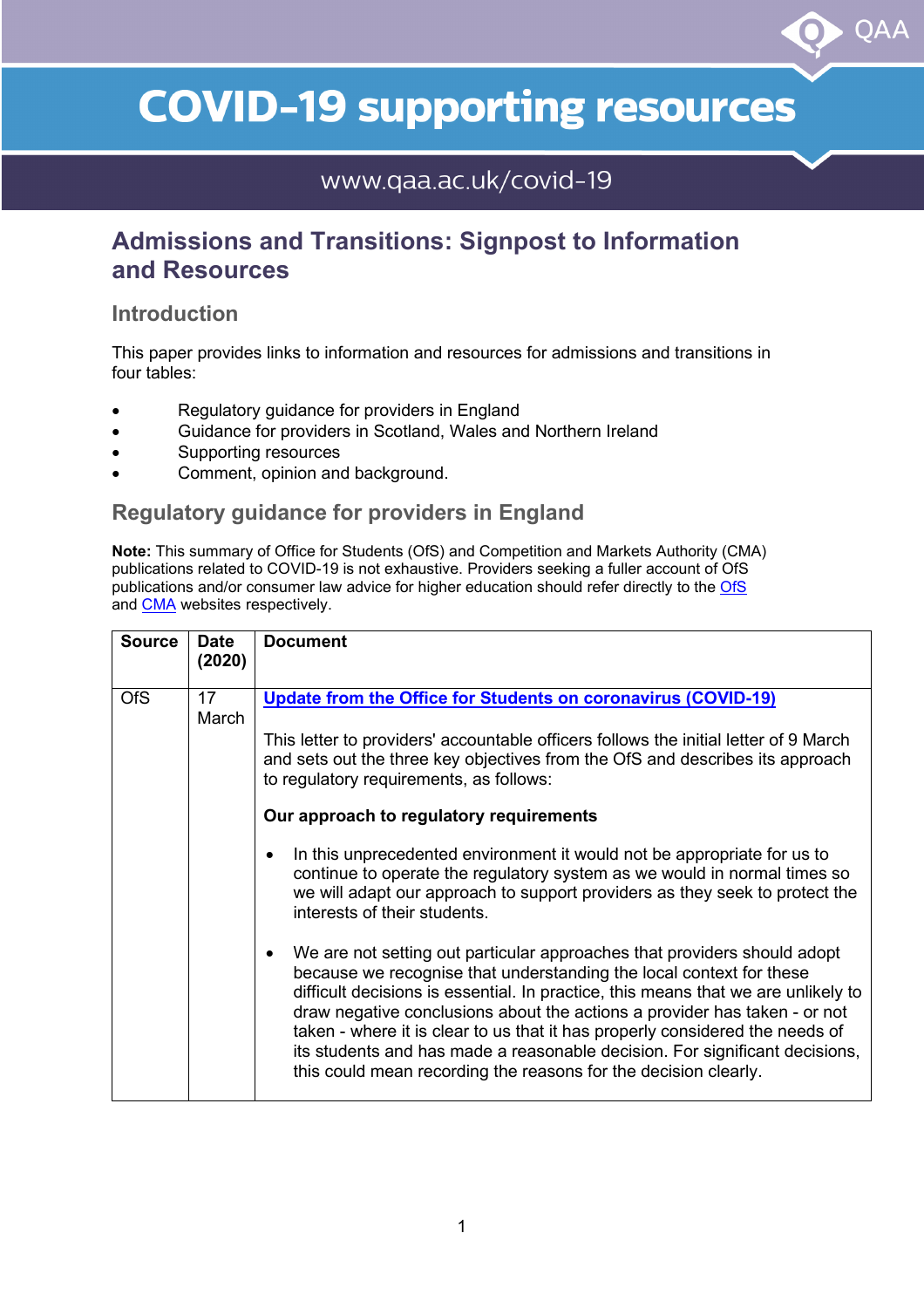# COVID-19 supporting resources

www.qaa.ac.uk/covid-19

## Admissions and Transitions: Signpost to Information and Resources

### Introduction

This paper provides links to information and resources for admissions and transitions in four tables:

- Regulatory guidance for providers in England
- Guidance for providers in Scotland, Wales and Northern Ireland
- Supporting resources
- Comment, opinion and background.

### Regulatory guidance for providers in England

**Note:** This summary of Office for Students (OfS) and Competition and Markets Authority (CMA) publications related to COVID-19 is not exhaustive. Providers seeking a fuller account of OfS publications and/or consumer law advice for higher education should refer directly to the OfS and CMA websites respectively.

| Source | Date (2020) | Document |
|---|---|---|
| OfS | 17 March | **Update from the Office for Students on coronavirus (COVID-19)**<br><br>This letter to providers' accountable officers follows the initial letter of 9 March and sets out the three key objectives from the OfS and describes its approach to regulatory requirements, as follows:<br><br>**Our approach to regulatory requirements**<br><br>• In this unprecedented environment it would not be appropriate for us to continue to operate the regulatory system as we would in normal times so we will adapt our approach to support providers as they seek to protect the interests of their students.<br><br>• We are not setting out particular approaches that providers should adopt because we recognise that understanding the local context for these difficult decisions is essential. In practice, this means that we are unlikely to draw negative conclusions about the actions a provider has taken - or not taken - where it is clear to us that it has properly considered the needs of its students and has made a reasonable decision. For significant decisions, this could mean recording the reasons for the decision clearly. |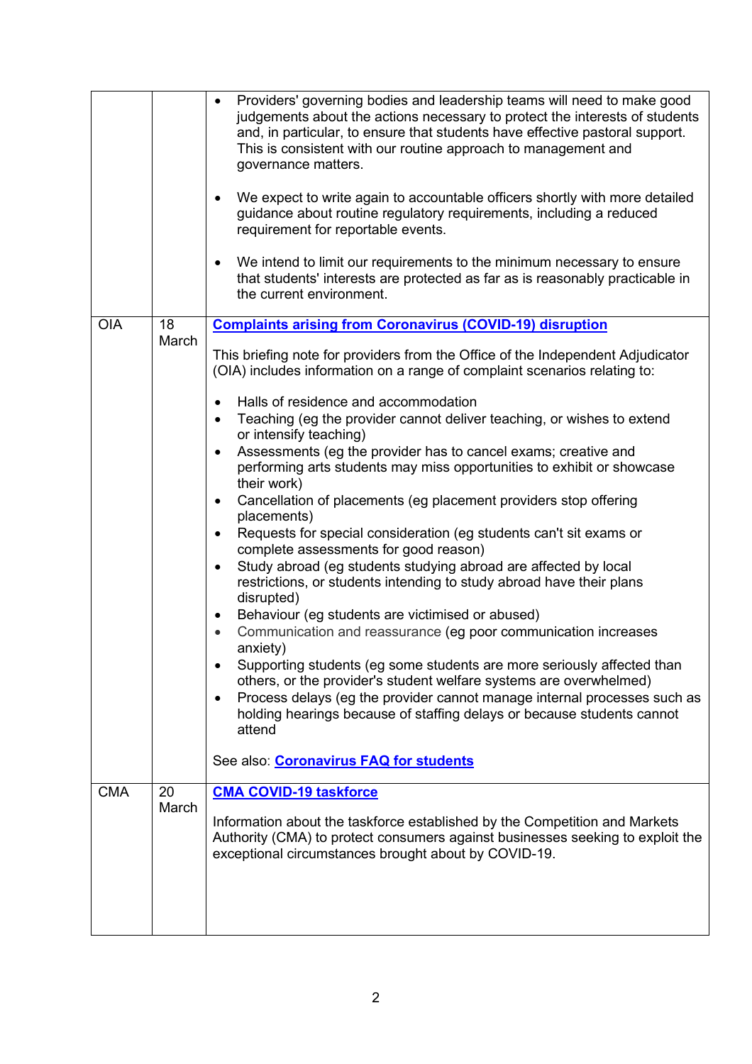| | | |
|---|---|---|
| | | • Providers' governing bodies and leadership teams will need to make good judgements about the actions necessary to protect the interests of students and, in particular, to ensure that students have effective pastoral support. This is consistent with our routine approach to management and governance matters.<br><br>• We expect to write again to accountable officers shortly with more detailed guidance about routine regulatory requirements, including a reduced requirement for reportable events.<br><br>• We intend to limit our requirements to the minimum necessary to ensure that students' interests are protected as far as is reasonably practicable in the current environment. |
| OIA | 18 March | **Complaints arising from Coronavirus (COVID-19) disruption**<br><br>This briefing note for providers from the Office of the Independent Adjudicator (OIA) includes information on a range of complaint scenarios relating to:<br><br>• Halls of residence and accommodation<br>• Teaching (eg the provider cannot deliver teaching, or wishes to extend or intensify teaching)<br>• Assessments (eg the provider has to cancel exams; creative and performing arts students may miss opportunities to exhibit or showcase their work)<br>• Cancellation of placements (eg placement providers stop offering placements)<br>• Requests for special consideration (eg students can't sit exams or complete assessments for good reason)<br>• Study abroad (eg students studying abroad are affected by local restrictions, or students intending to study abroad have their plans disrupted)<br>• Behaviour (eg students are victimised or abused)<br>• Communication and reassurance (eg poor communication increases anxiety)<br>• Supporting students (eg some students are more seriously affected than others, or the provider's student welfare systems are overwhelmed)<br>• Process delays (eg the provider cannot manage internal processes such as holding hearings because of staffing delays or because students cannot attend<br><br>See also: **Coronavirus FAQ for students** |
| CMA | 20 March | **CMA COVID-19 taskforce**<br><br>Information about the taskforce established by the Competition and Markets Authority (CMA) to protect consumers against businesses seeking to exploit the exceptional circumstances brought about by COVID-19. |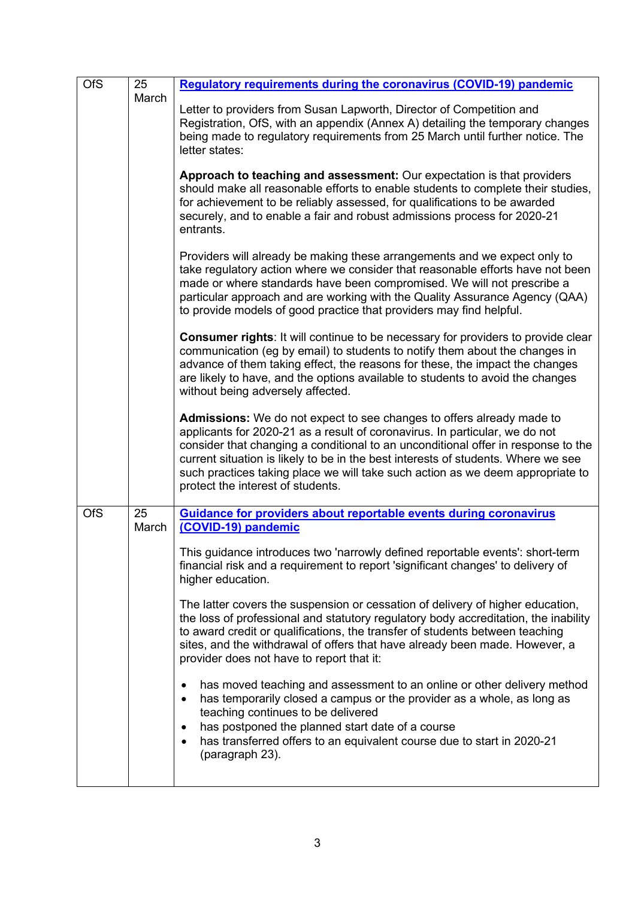| | | |
|---|---|---|
| OfS | 25 March | **Regulatory requirements during the coronavirus (COVID-19) pandemic**<br><br>Letter to providers from Susan Lapworth, Director of Competition and Registration, OfS, with an appendix (Annex A) detailing the temporary changes being made to regulatory requirements from 25 March until further notice. The letter states:<br><br>**Approach to teaching and assessment:** Our expectation is that providers should make all reasonable efforts to enable students to complete their studies, for achievement to be reliably assessed, for qualifications to be awarded securely, and to enable a fair and robust admissions process for 2020-21 entrants.<br><br>Providers will already be making these arrangements and we expect only to take regulatory action where we consider that reasonable efforts have not been made or where standards have been compromised. We will not prescribe a particular approach and are working with the Quality Assurance Agency (QAA) to provide models of good practice that providers may find helpful.<br><br>**Consumer rights**: It will continue to be necessary for providers to provide clear communication (eg by email) to students to notify them about the changes in advance of them taking effect, the reasons for these, the impact the changes are likely to have, and the options available to students to avoid the changes without being adversely affected.<br><br>**Admissions:** We do not expect to see changes to offers already made to applicants for 2020-21 as a result of coronavirus. In particular, we do not consider that changing a conditional to an unconditional offer in response to the current situation is likely to be in the best interests of students. Where we see such practices taking place we will take such action as we deem appropriate to protect the interest of students. |
| OfS | 25 March | **Guidance for providers about reportable events during coronavirus (COVID-19) pandemic**<br><br>This guidance introduces two 'narrowly defined reportable events': short-term financial risk and a requirement to report 'significant changes' to delivery of higher education.<br><br>The latter covers the suspension or cessation of delivery of higher education, the loss of professional and statutory regulatory body accreditation, the inability to award credit or qualifications, the transfer of students between teaching sites, and the withdrawal of offers that have already been made. However, a provider does not have to report that it:<br><br>• has moved teaching and assessment to an online or other delivery method<br>• has temporarily closed a campus or the provider as a whole, as long as teaching continues to be delivered<br>• has postponed the planned start date of a course<br>• has transferred offers to an equivalent course due to start in 2020-21 (paragraph 23). |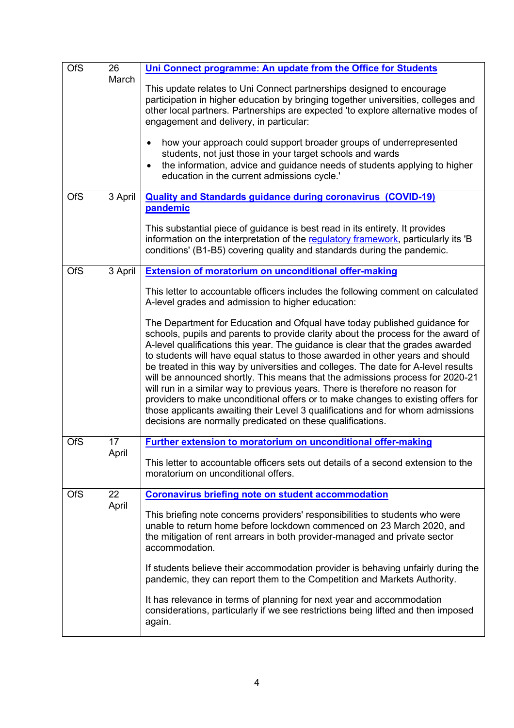| | | |
|---|---|---|
| OfS | 26 March | **Uni Connect programme: An update from the Office for Students**<br><br>This update relates to Uni Connect partnerships designed to encourage participation in higher education by bringing together universities, colleges and other local partners. Partnerships are expected 'to explore alternative modes of engagement and delivery, in particular:<br><br>• how your approach could support broader groups of underrepresented students, not just those in your target schools and wards<br>• the information, advice and guidance needs of students applying to higher education in the current admissions cycle.' |
| OfS | 3 April | **Quality and Standards guidance during coronavirus (COVID-19) pandemic**<br><br>This substantial piece of guidance is best read in its entirety. It provides information on the interpretation of the regulatory framework, particularly its 'B conditions' (B1-B5) covering quality and standards during the pandemic. |
| OfS | 3 April | **Extension of moratorium on unconditional offer-making**<br><br>This letter to accountable officers includes the following comment on calculated A-level grades and admission to higher education:<br><br>The Department for Education and Ofqual have today published guidance for schools, pupils and parents to provide clarity about the process for the award of A-level qualifications this year. The guidance is clear that the grades awarded to students will have equal status to those awarded in other years and should be treated in this way by universities and colleges. The date for A-level results will be announced shortly. This means that the admissions process for 2020-21 will run in a similar way to previous years. There is therefore no reason for providers to make unconditional offers or to make changes to existing offers for those applicants awaiting their Level 3 qualifications and for whom admissions decisions are normally predicated on these qualifications. |
| OfS | 17 April | **Further extension to moratorium on unconditional offer-making**<br><br>This letter to accountable officers sets out details of a second extension to the moratorium on unconditional offers. |
| OfS | 22 April | **Coronavirus briefing note on student accommodation**<br><br>This briefing note concerns providers' responsibilities to students who were unable to return home before lockdown commenced on 23 March 2020, and the mitigation of rent arrears in both provider-managed and private sector accommodation.<br><br>If students believe their accommodation provider is behaving unfairly during the pandemic, they can report them to the Competition and Markets Authority.<br><br>It has relevance in terms of planning for next year and accommodation considerations, particularly if we see restrictions being lifted and then imposed again. |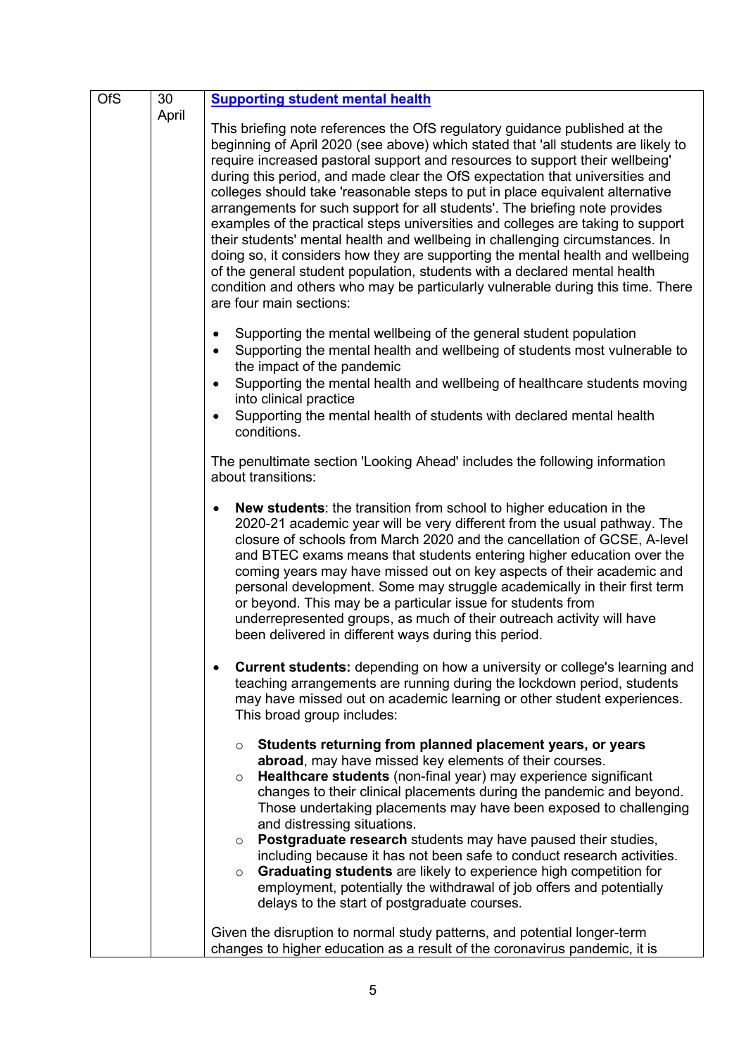| OfS | 30 April | **Supporting student mental health**<br><br>This briefing note references the OfS regulatory guidance published at the beginning of April 2020 (see above) which stated that 'all students are likely to require increased pastoral support and resources to support their wellbeing' during this period, and made clear the OfS expectation that universities and colleges should take 'reasonable steps to put in place equivalent alternative arrangements for such support for all students'. The briefing note provides examples of the practical steps universities and colleges are taking to support their students' mental health and wellbeing in challenging circumstances. In doing so, it considers how they are supporting the mental health and wellbeing of the general student population, students with a declared mental health condition and others who may be particularly vulnerable during this time. There are four main sections:<br><br>• Supporting the mental wellbeing of the general student population<br>• Supporting the mental health and wellbeing of students most vulnerable to the impact of the pandemic<br>• Supporting the mental health and wellbeing of healthcare students moving into clinical practice<br>• Supporting the mental health of students with declared mental health conditions.<br><br>The penultimate section 'Looking Ahead' includes the following information about transitions:<br><br>• **New students**: the transition from school to higher education in the 2020-21 academic year will be very different from the usual pathway. The closure of schools from March 2020 and the cancellation of GCSE, A-level and BTEC exams means that students entering higher education over the coming years may have missed out on key aspects of their academic and personal development. Some may struggle academically in their first term or beyond. This may be a particular issue for students from underrepresented groups, as much of their outreach activity will have been delivered in different ways during this period.<br><br>• **Current students:** depending on how a university or college's learning and teaching arrangements are running during the lockdown period, students may have missed out on academic learning or other student experiences. This broad group includes:<br><br>○ **Students returning from planned placement years, or years abroad**, may have missed key elements of their courses.<br>○ **Healthcare students** (non-final year) may experience significant changes to their clinical placements during the pandemic and beyond. Those undertaking placements may have been exposed to challenging and distressing situations.<br>○ **Postgraduate research** students may have paused their studies, including because it has not been safe to conduct research activities.<br>○ **Graduating students** are likely to experience high competition for employment, potentially the withdrawal of job offers and potentially delays to the start of postgraduate courses.<br><br>Given the disruption to normal study patterns, and potential longer-term changes to higher education as a result of the coronavirus pandemic, it is |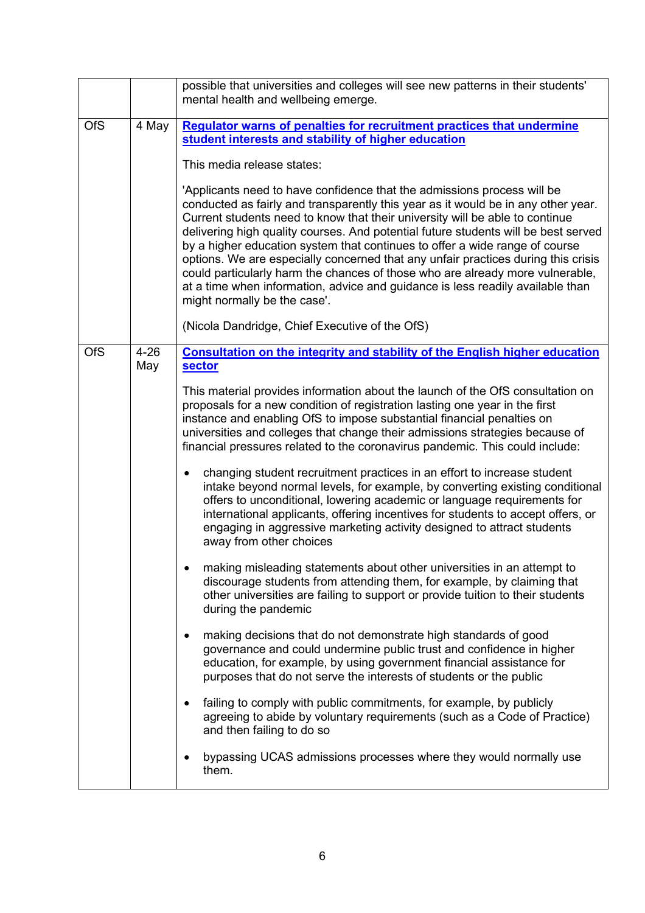| | | |
|---|---|---|
| | | possible that universities and colleges will see new patterns in their students' mental health and wellbeing emerge. |
| OfS | 4 May | **Regulator warns of penalties for recruitment practices that undermine student interests and stability of higher education**<br><br>This media release states:<br><br>'Applicants need to have confidence that the admissions process will be conducted as fairly and transparently this year as it would be in any other year. Current students need to know that their university will be able to continue delivering high quality courses. And potential future students will be best served by a higher education system that continues to offer a wide range of course options. We are especially concerned that any unfair practices during this crisis could particularly harm the chances of those who are already more vulnerable, at a time when information, advice and guidance is less readily available than might normally be the case'.<br><br>(Nicola Dandridge, Chief Executive of the OfS) |
| OfS | 4-26 May | **Consultation on the integrity and stability of the English higher education sector**<br><br>This material provides information about the launch of the OfS consultation on proposals for a new condition of registration lasting one year in the first instance and enabling OfS to impose substantial financial penalties on universities and colleges that change their admissions strategies because of financial pressures related to the coronavirus pandemic. This could include:<br><br>• changing student recruitment practices in an effort to increase student intake beyond normal levels, for example, by converting existing conditional offers to unconditional, lowering academic or language requirements for international applicants, offering incentives for students to accept offers, or engaging in aggressive marketing activity designed to attract students away from other choices<br><br>• making misleading statements about other universities in an attempt to discourage students from attending them, for example, by claiming that other universities are failing to support or provide tuition to their students during the pandemic<br><br>• making decisions that do not demonstrate high standards of good governance and could undermine public trust and confidence in higher education, for example, by using government financial assistance for purposes that do not serve the interests of students or the public<br><br>• failing to comply with public commitments, for example, by publicly agreeing to abide by voluntary requirements (such as a Code of Practice) and then failing to do so<br><br>• bypassing UCAS admissions processes where they would normally use them. |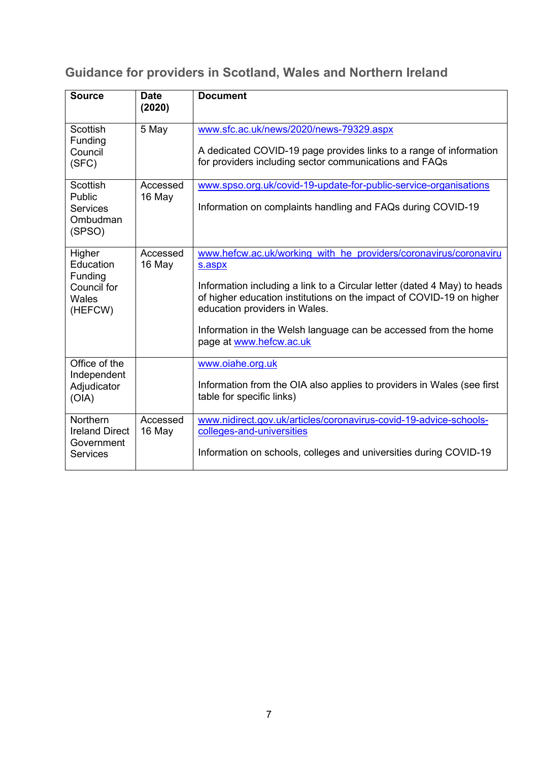## Guidance for providers in Scotland, Wales and Northern Ireland

| Source | Date (2020) | Document |
|---|---|---|
| Scottish Funding Council (SFC) | 5 May | www.sfc.ac.uk/news/2020/news-79329.aspx<br><br>A dedicated COVID-19 page provides links to a range of information for providers including sector communications and FAQs |
| Scottish Public Services Ombudsman (SPSO) | Accessed 16 May | www.spso.org.uk/covid-19-update-for-public-service-organisations<br><br>Information on complaints handling and FAQs during COVID-19 |
| Higher Education Funding Council for Wales (HEFCW) | Accessed 16 May | www.hefcw.ac.uk/working_with_he_providers/coronavirus/coronavirus.aspx<br><br>Information including a link to a Circular letter (dated 4 May) to heads of higher education institutions on the impact of COVID-19 on higher education providers in Wales.<br><br>Information in the Welsh language can be accessed from the home page at www.hefcw.ac.uk |
| Office of the Independent Adjudicator (OIA) | | www.oiahe.org.uk<br><br>Information from the OIA also applies to providers in Wales (see first table for specific links) |
| Northern Ireland Direct Government Services | Accessed 16 May | www.nidirect.gov.uk/articles/coronavirus-covid-19-advice-schools-colleges-and-universities<br><br>Information on schools, colleges and universities during COVID-19 |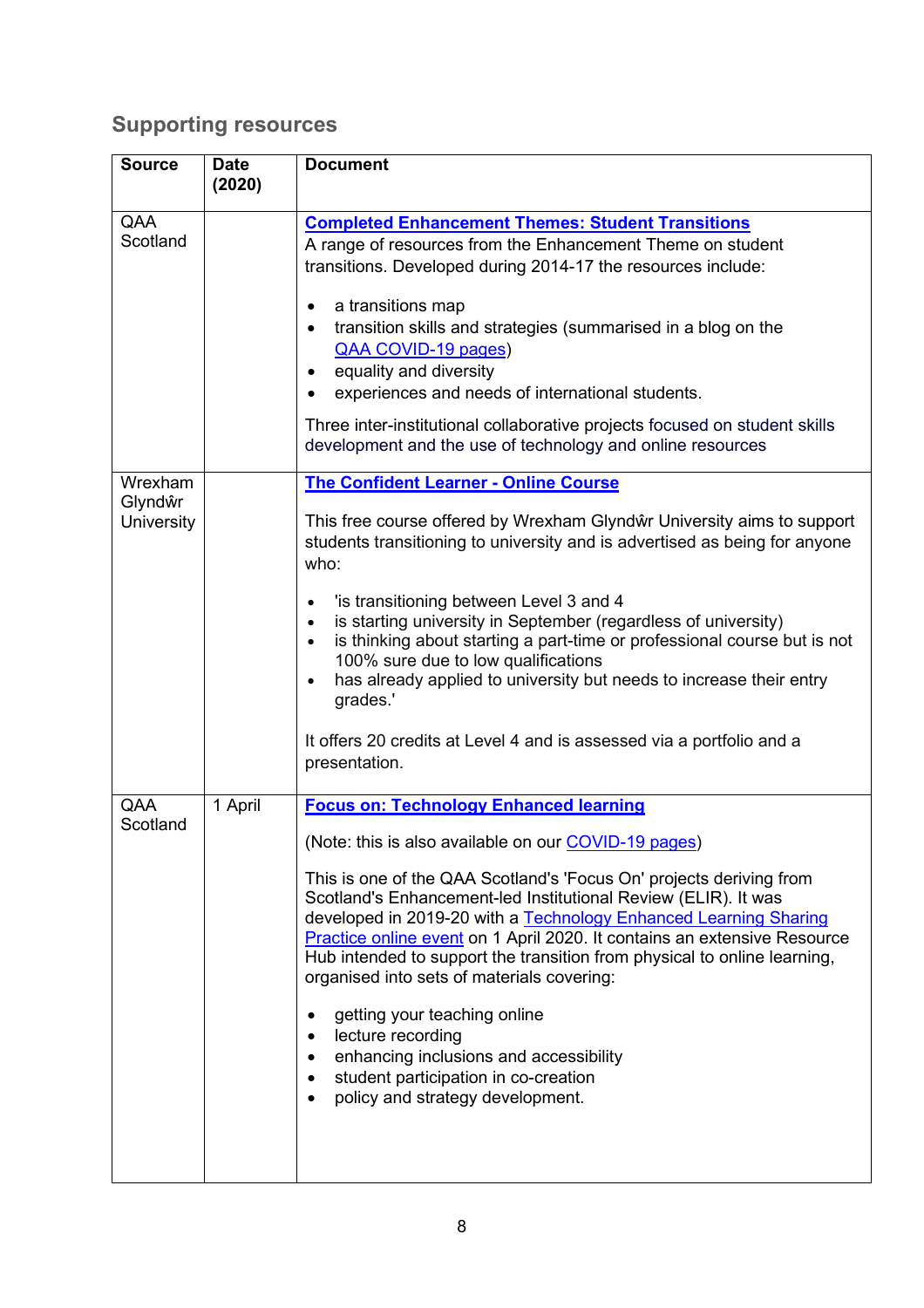## Supporting resources

| Source | Date (2020) | Document |
|---|---|---|
| QAA Scotland | | **Completed Enhancement Themes: Student Transitions**<br>A range of resources from the Enhancement Theme on student transitions. Developed during 2014-17 the resources include:<br>• a transitions map<br>• transition skills and strategies (summarised in a blog on the QAA COVID-19 pages)<br>• equality and diversity<br>• experiences and needs of international students.<br>Three inter-institutional collaborative projects focused on student skills development and the use of technology and online resources |
| Wrexham Glyndŵr University | | **The Confident Learner - Online Course**<br>This free course offered by Wrexham Glyndŵr University aims to support students transitioning to university and is advertised as being for anyone who:<br>• 'is transitioning between Level 3 and 4<br>• is starting university in September (regardless of university)<br>• is thinking about starting a part-time or professional course but is not 100% sure due to low qualifications<br>• has already applied to university but needs to increase their entry grades.'<br>It offers 20 credits at Level 4 and is assessed via a portfolio and a presentation. |
| QAA Scotland | 1 April | **Focus on: Technology Enhanced learning**<br>(Note: this is also available on our COVID-19 pages)<br>This is one of the QAA Scotland's 'Focus On' projects deriving from Scotland's Enhancement-led Institutional Review (ELIR). It was developed in 2019-20 with a Technology Enhanced Learning Sharing Practice online event on 1 April 2020. It contains an extensive Resource Hub intended to support the transition from physical to online learning, organised into sets of materials covering:<br>• getting your teaching online<br>• lecture recording<br>• enhancing inclusions and accessibility<br>• student participation in co-creation<br>• policy and strategy development. |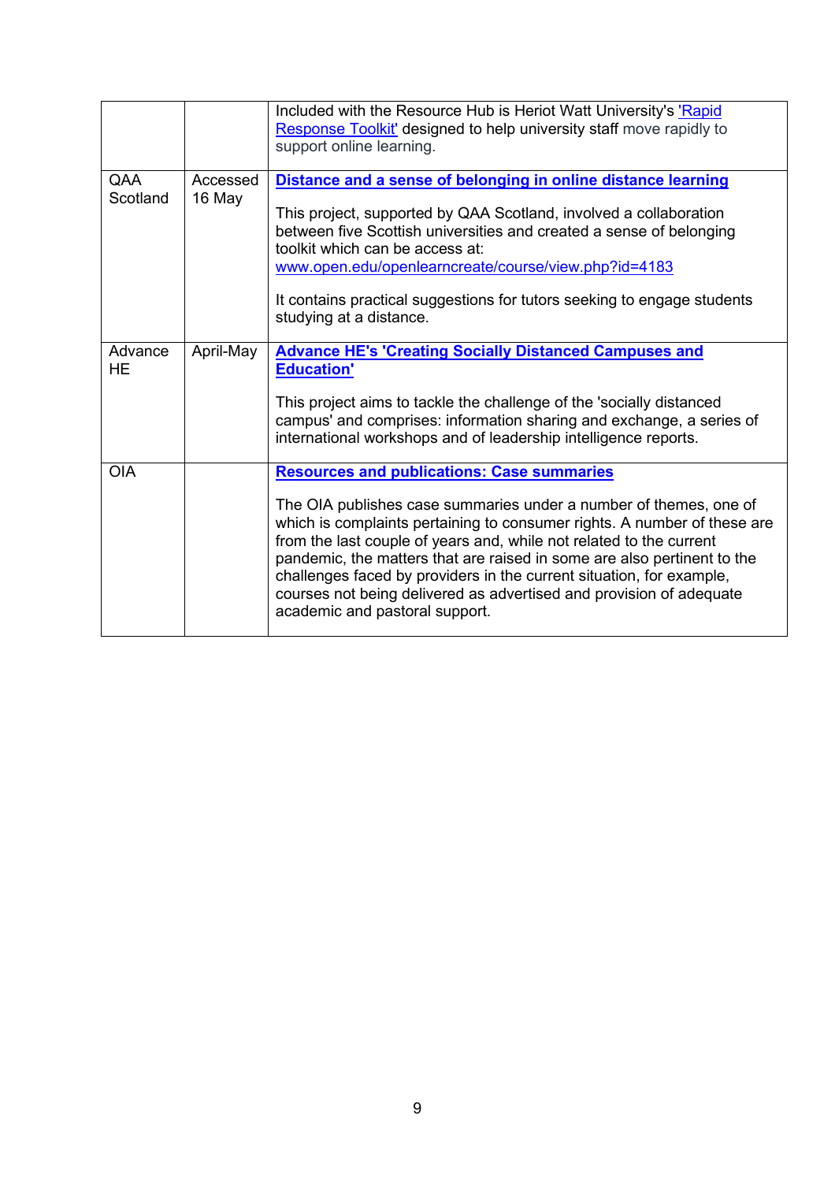| | | |
|---|---|---|
| | | Included with the Resource Hub is Heriot Watt University's 'Rapid Response Toolkit' designed to help university staff move rapidly to support online learning. |
| QAA Scotland | Accessed 16 May | **Distance and a sense of belonging in online distance learning**<br><br>This project, supported by QAA Scotland, involved a collaboration between five Scottish universities and created a sense of belonging toolkit which can be access at: www.open.edu/openlearncreate/course/view.php?id=4183<br><br>It contains practical suggestions for tutors seeking to engage students studying at a distance. |
| Advance HE | April-May | **Advance HE's 'Creating Socially Distanced Campuses and Education'**<br><br>This project aims to tackle the challenge of the 'socially distanced campus' and comprises: information sharing and exchange, a series of international workshops and of leadership intelligence reports. |
| OIA | | **Resources and publications: Case summaries**<br><br>The OIA publishes case summaries under a number of themes, one of which is complaints pertaining to consumer rights. A number of these are from the last couple of years and, while not related to the current pandemic, the matters that are raised in some are also pertinent to the challenges faced by providers in the current situation, for example, courses not being delivered as advertised and provision of adequate academic and pastoral support. |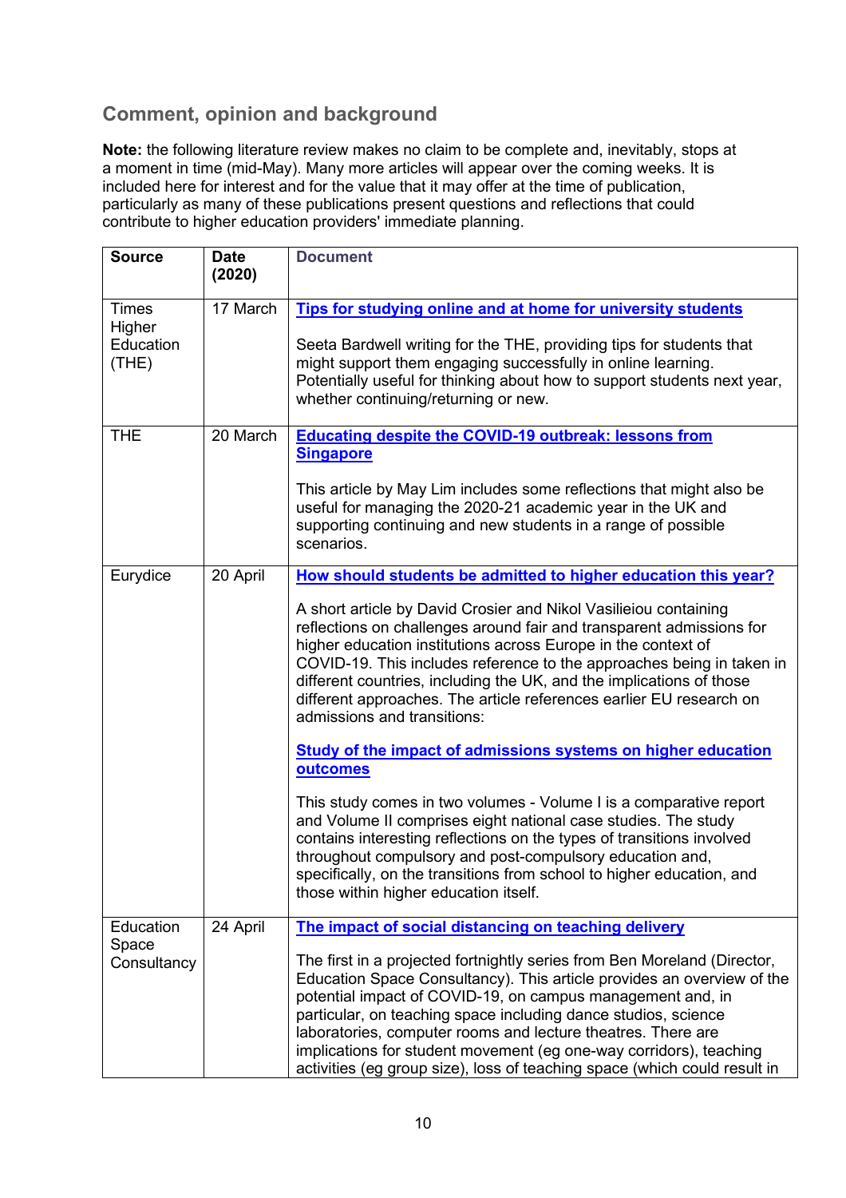## Comment, opinion and background

**Note:** the following literature review makes no claim to be complete and, inevitably, stops at a moment in time (mid-May). Many more articles will appear over the coming weeks. It is included here for interest and for the value that it may offer at the time of publication, particularly as many of these publications present questions and reflections that could contribute to higher education providers' immediate planning.

| Source | Date (2020) | Document |
|---|---|---|
| Times Higher Education (THE) | 17 March | **Tips for studying online and at home for university students**<br><br>Seeta Bardwell writing for the THE, providing tips for students that might support them engaging successfully in online learning. Potentially useful for thinking about how to support students next year, whether continuing/returning or new. |
| THE | 20 March | **Educating despite the COVID-19 outbreak: lessons from Singapore**<br><br>This article by May Lim includes some reflections that might also be useful for managing the 2020-21 academic year in the UK and supporting continuing and new students in a range of possible scenarios. |
| Eurydice | 20 April | **How should students be admitted to higher education this year?**<br><br>A short article by David Crosier and Nikol Vasilieiou containing reflections on challenges around fair and transparent admissions for higher education institutions across Europe in the context of COVID-19. This includes reference to the approaches being in taken in different countries, including the UK, and the implications of those different approaches. The article references earlier EU research on admissions and transitions:<br><br>**Study of the impact of admissions systems on higher education outcomes**<br><br>This study comes in two volumes - Volume I is a comparative report and Volume II comprises eight national case studies. The study contains interesting reflections on the types of transitions involved throughout compulsory and post-compulsory education and, specifically, on the transitions from school to higher education, and those within higher education itself. |
| Education Space Consultancy | 24 April | **The impact of social distancing on teaching delivery**<br><br>The first in a projected fortnightly series from Ben Moreland (Director, Education Space Consultancy). This article provides an overview of the potential impact of COVID-19, on campus management and, in particular, on teaching space including dance studios, science laboratories, computer rooms and lecture theatres. There are implications for student movement (eg one-way corridors), teaching activities (eg group size), loss of teaching space (which could result in |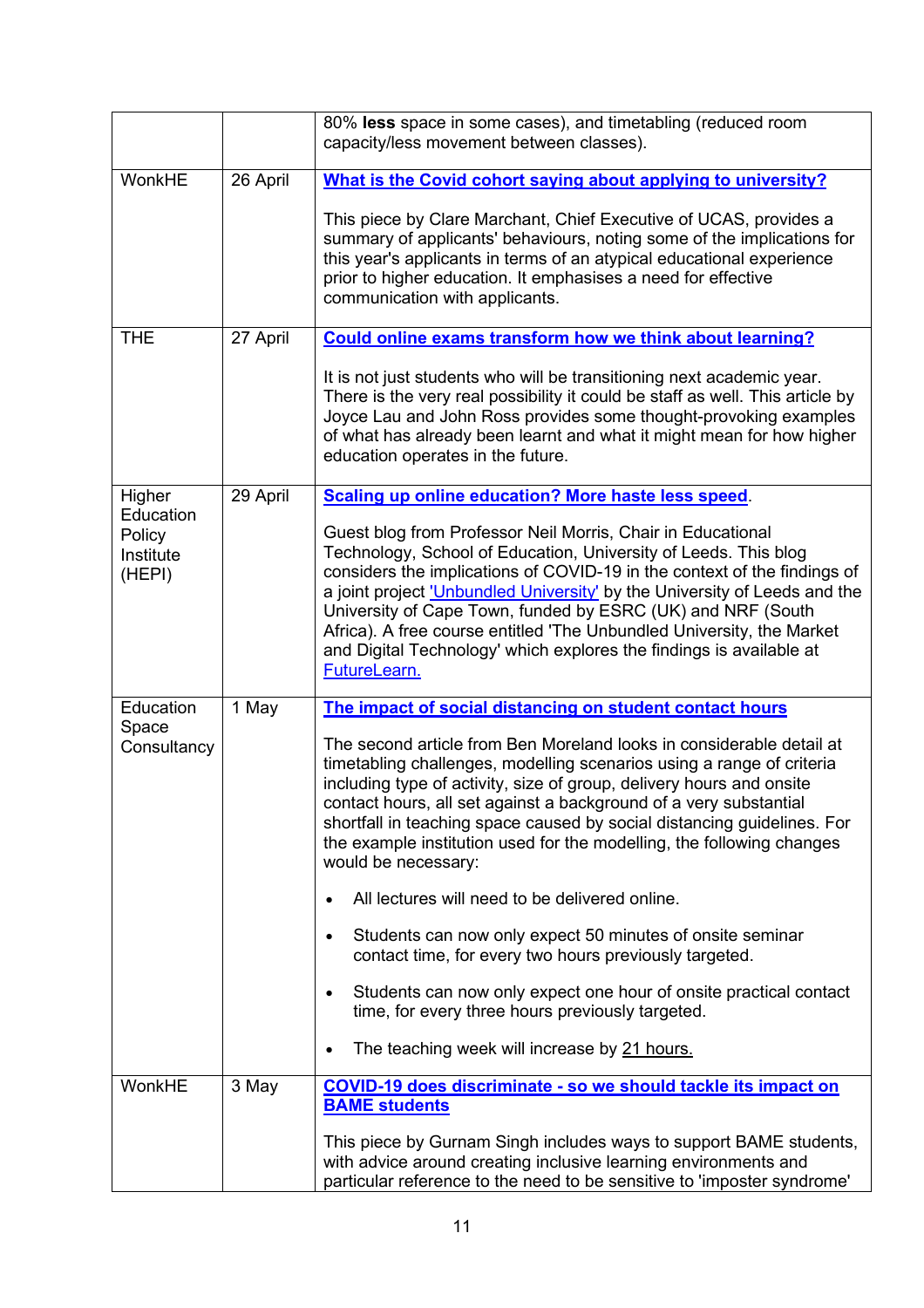| | | |
|---|---|---|
| | | 80% **less** space in some cases), and timetabling (reduced room capacity/less movement between classes). |
| WonkHE | 26 April | **[What is the Covid cohort saying about applying to university?]()**<br><br>This piece by Clare Marchant, Chief Executive of UCAS, provides a summary of applicants' behaviours, noting some of the implications for this year's applicants in terms of an atypical educational experience prior to higher education. It emphasises a need for effective communication with applicants. |
| THE | 27 April | **[Could online exams transform how we think about learning?]()**<br><br>It is not just students who will be transitioning next academic year. There is the very real possibility it could be staff as well. This article by Joyce Lau and John Ross provides some thought-provoking examples of what has already been learnt and what it might mean for how higher education operates in the future. |
| Higher Education Policy Institute (HEPI) | 29 April | **[Scaling up online education? More haste less speed]()**.<br><br>Guest blog from Professor Neil Morris, Chair in Educational Technology, School of Education, University of Leeds. This blog considers the implications of COVID-19 in the context of the findings of a joint project ['Unbundled University']() by the University of Leeds and the University of Cape Town, funded by ESRC (UK) and NRF (South Africa). A free course entitled 'The Unbundled University, the Market and Digital Technology' which explores the findings is available at [FutureLearn.]() |
| Education Space Consultancy | 1 May | **[The impact of social distancing on student contact hours]()**<br><br>The second article from Ben Moreland looks in considerable detail at timetabling challenges, modelling scenarios using a range of criteria including type of activity, size of group, delivery hours and onsite contact hours, all set against a background of a very substantial shortfall in teaching space caused by social distancing guidelines. For the example institution used for the modelling, the following changes would be necessary:<br><br>• All lectures will need to be delivered online.<br><br>• Students can now only expect 50 minutes of onsite seminar contact time, for every two hours previously targeted.<br><br>• Students can now only expect one hour of onsite practical contact time, for every three hours previously targeted.<br><br>• The teaching week will increase by 21 hours. |
| WonkHE | 3 May | **[COVID-19 does discriminate - so we should tackle its impact on BAME students]()**<br><br>This piece by Gurnam Singh includes ways to support BAME students, with advice around creating inclusive learning environments and particular reference to the need to be sensitive to 'imposter syndrome' |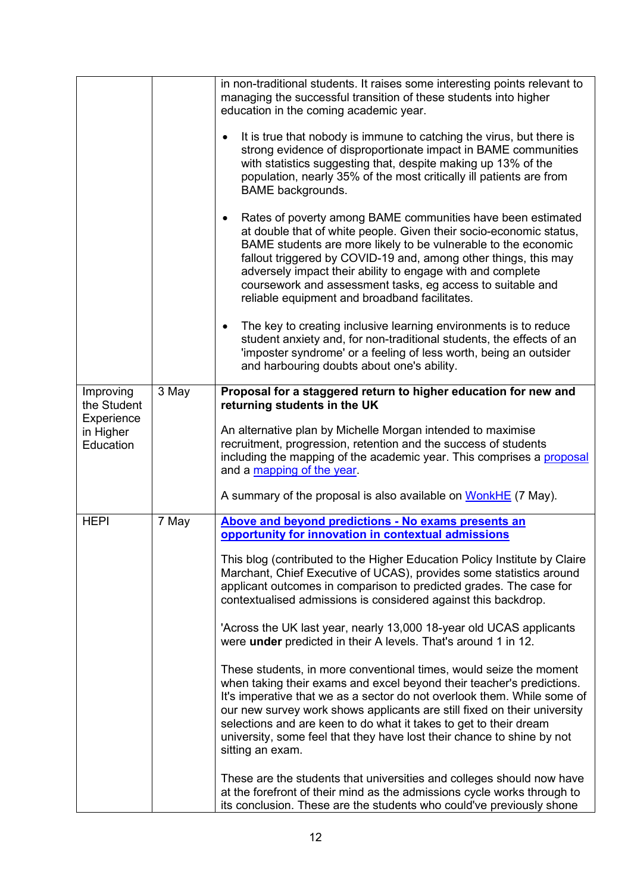| | | |
|---|---|---|
| | | in non-traditional students. It raises some interesting points relevant to managing the successful transition of these students into higher education in the coming academic year.<br><br>• It is true that nobody is immune to catching the virus, but there is strong evidence of disproportionate impact in BAME communities with statistics suggesting that, despite making up 13% of the population, nearly 35% of the most critically ill patients are from BAME backgrounds.<br><br>• Rates of poverty among BAME communities have been estimated at double that of white people. Given their socio-economic status, BAME students are more likely to be vulnerable to the economic fallout triggered by COVID-19 and, among other things, this may adversely impact their ability to engage with and complete coursework and assessment tasks, eg access to suitable and reliable equipment and broadband facilitates.<br><br>• The key to creating inclusive learning environments is to reduce student anxiety and, for non-traditional students, the effects of an 'imposter syndrome' or a feeling of less worth, being an outsider and harbouring doubts about one's ability. |
| Improving the Student Experience in Higher Education | 3 May | **Proposal for a staggered return to higher education for new and returning students in the UK**<br><br>An alternative plan by Michelle Morgan intended to maximise recruitment, progression, retention and the success of students including the mapping of the academic year. This comprises a proposal and a mapping of the year.<br><br>A summary of the proposal is also available on WonkHE (7 May). |
| HEPI | 7 May | **Above and beyond predictions - No exams presents an opportunity for innovation in contextual admissions**<br><br>This blog (contributed to the Higher Education Policy Institute by Claire Marchant, Chief Executive of UCAS), provides some statistics around applicant outcomes in comparison to predicted grades. The case for contextualised admissions is considered against this backdrop.<br><br>'Across the UK last year, nearly 13,000 18-year old UCAS applicants were **under** predicted in their A levels. That's around 1 in 12.<br><br>These students, in more conventional times, would seize the moment when taking their exams and excel beyond their teacher's predictions. It's imperative that we as a sector do not overlook them. While some of our new survey work shows applicants are still fixed on their university selections and are keen to do what it takes to get to their dream university, some feel that they have lost their chance to shine by not sitting an exam.<br><br>These are the students that universities and colleges should now have at the forefront of their mind as the admissions cycle works through to its conclusion. These are the students who could've previously shone |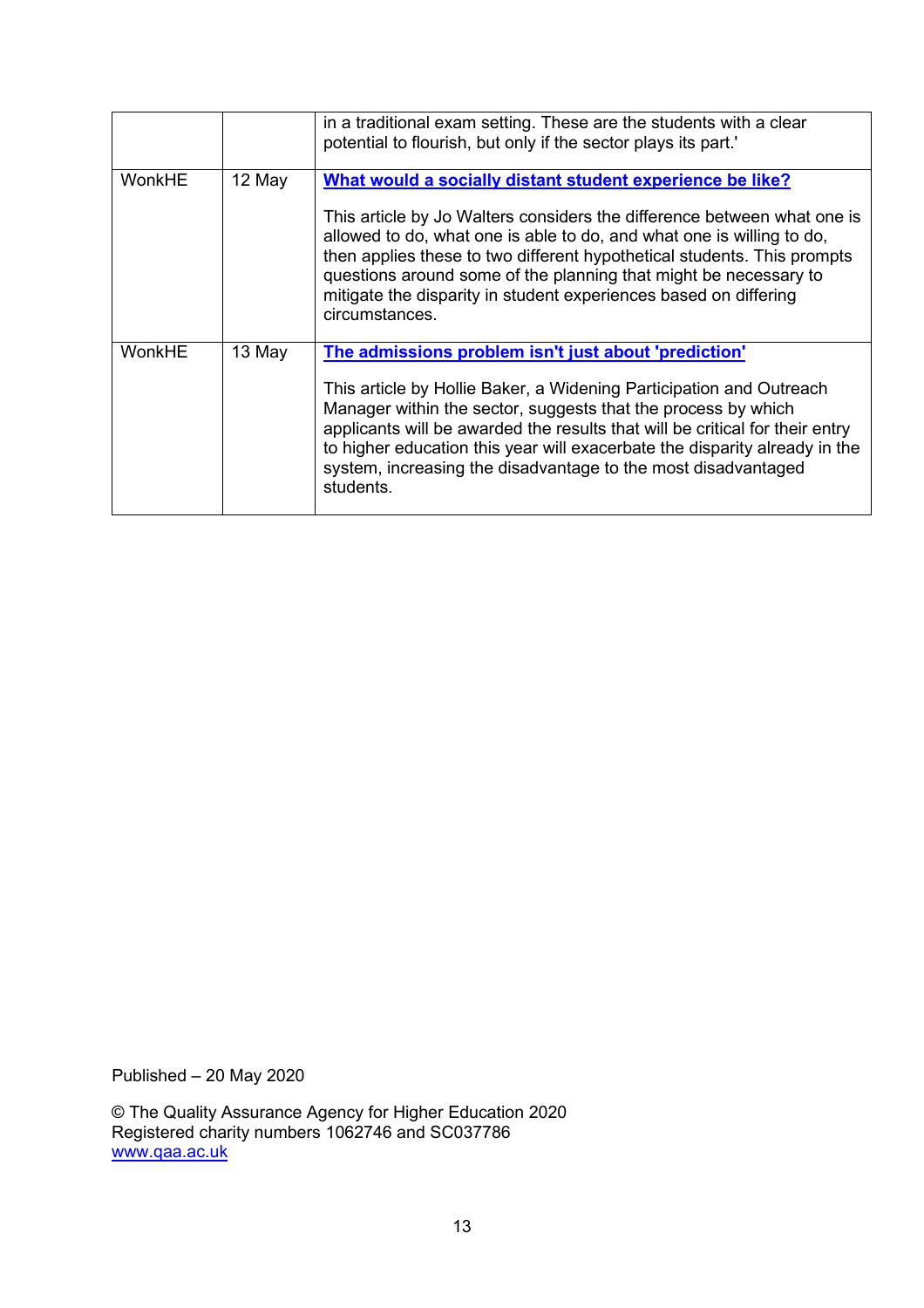| | | |
|---|---|---|
| | | in a traditional exam setting. These are the students with a clear potential to flourish, but only if the sector plays its part.' |
| WonkHE | 12 May | **What would a socially distant student experience be like?**<br><br>This article by Jo Walters considers the difference between what one is allowed to do, what one is able to do, and what one is willing to do, then applies these to two different hypothetical students. This prompts questions around some of the planning that might be necessary to mitigate the disparity in student experiences based on differing circumstances. |
| WonkHE | 13 May | **The admissions problem isn't just about 'prediction'**<br><br>This article by Hollie Baker, a Widening Participation and Outreach Manager within the sector, suggests that the process by which applicants will be awarded the results that will be critical for their entry to higher education this year will exacerbate the disparity already in the system, increasing the disadvantage to the most disadvantaged students. |

Published – 20 May 2020

© The Quality Assurance Agency for Higher Education 2020
Registered charity numbers 1062746 and SC037786
www.qaa.ac.uk